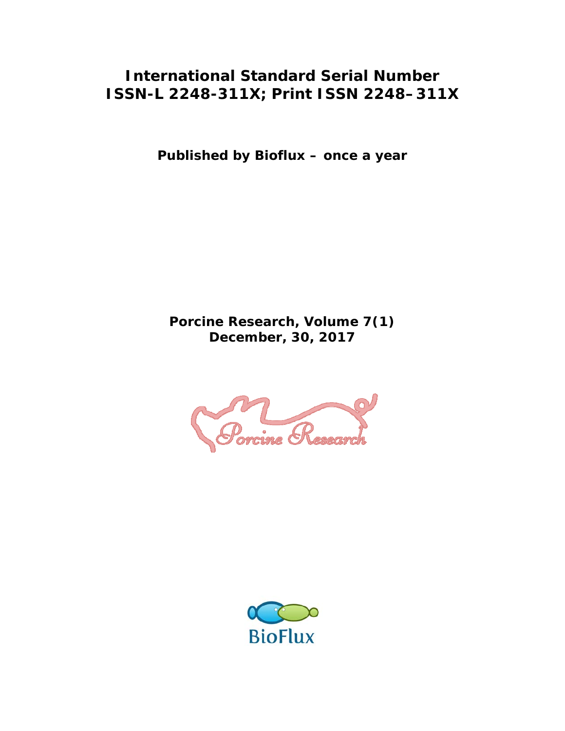# International Standard Serial Number
# ISSN-L 2248-311X; Print ISSN 2248–311X

**Published by Bioflux – once a year**

**Porcine Research, Volume 7(1)**
**December, 30, 2017**

Porcine Research

BioFlux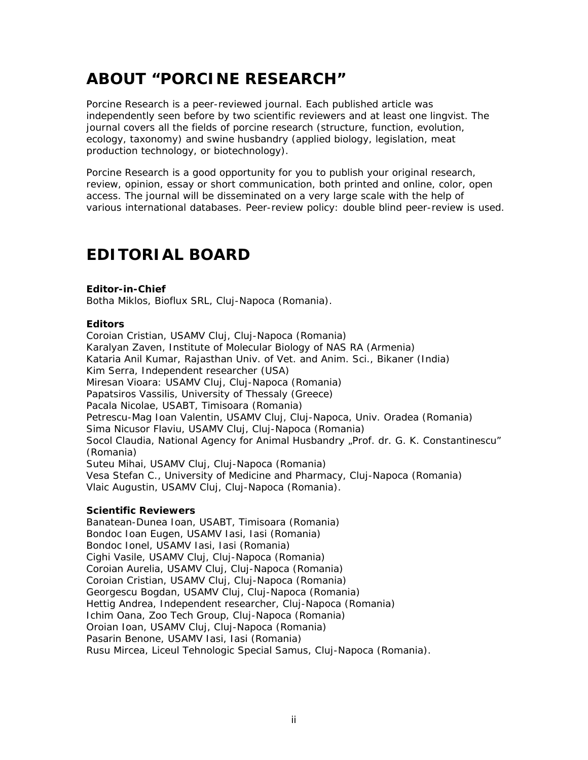# ABOUT "PORCINE RESEARCH"

Porcine Research is a peer-reviewed journal. Each published article was independently seen before by two scientific reviewers and at least one lingvist. The journal covers all the fields of porcine research (structure, function, evolution, ecology, taxonomy) and swine husbandry (applied biology, legislation, meat production technology, or biotechnology).

Porcine Research is a good opportunity for you to publish your original research, review, opinion, essay or short communication, both printed and online, color, open access. The journal will be disseminated on a very large scale with the help of various international databases. Peer-review policy: double blind peer-review is used.

# EDITORIAL BOARD

**Editor-in-Chief**
Botha Miklos, Bioflux SRL, Cluj-Napoca (Romania).

**Editors**
Coroian Cristian, USAMV Cluj, Cluj-Napoca (Romania)
Karalyan Zaven, Institute of Molecular Biology of NAS RA (Armenia)
Kataria Anil Kumar, Rajasthan Univ. of Vet. and Anim. Sci., Bikaner (India)
Kim Serra, Independent researcher (USA)
Miresan Vioara: USAMV Cluj, Cluj-Napoca (Romania)
Papatsiros Vassilis, University of Thessaly (Greece)
Pacala Nicolae, USABT, Timisoara (Romania)
Petrescu-Mag Ioan Valentin, USAMV Cluj, Cluj-Napoca, Univ. Oradea (Romania)
Sima Nicusor Flaviu, USAMV Cluj, Cluj-Napoca (Romania)
Socol Claudia, National Agency for Animal Husbandry „Prof. dr. G. K. Constantinescu" (Romania)
Suteu Mihai, USAMV Cluj, Cluj-Napoca (Romania)
Vesa Stefan C., University of Medicine and Pharmacy, Cluj-Napoca (Romania)
Vlaic Augustin, USAMV Cluj, Cluj-Napoca (Romania).

**Scientific Reviewers**
Banatean-Dunea Ioan, USABT, Timisoara (Romania)
Bondoc Ioan Eugen, USAMV Iasi, Iasi (Romania)
Bondoc Ionel, USAMV Iasi, Iasi (Romania)
Cighi Vasile, USAMV Cluj, Cluj-Napoca (Romania)
Coroian Aurelia, USAMV Cluj, Cluj-Napoca (Romania)
Coroian Cristian, USAMV Cluj, Cluj-Napoca (Romania)
Georgescu Bogdan, USAMV Cluj, Cluj-Napoca (Romania)
Hettig Andrea, Independent researcher, Cluj-Napoca (Romania)
Ichim Oana, Zoo Tech Group, Cluj-Napoca (Romania)
Oroian Ioan, USAMV Cluj, Cluj-Napoca (Romania)
Pasarin Benone, USAMV Iasi, Iasi (Romania)
Rusu Mircea, Liceul Tehnologic Special Samus, Cluj-Napoca (Romania).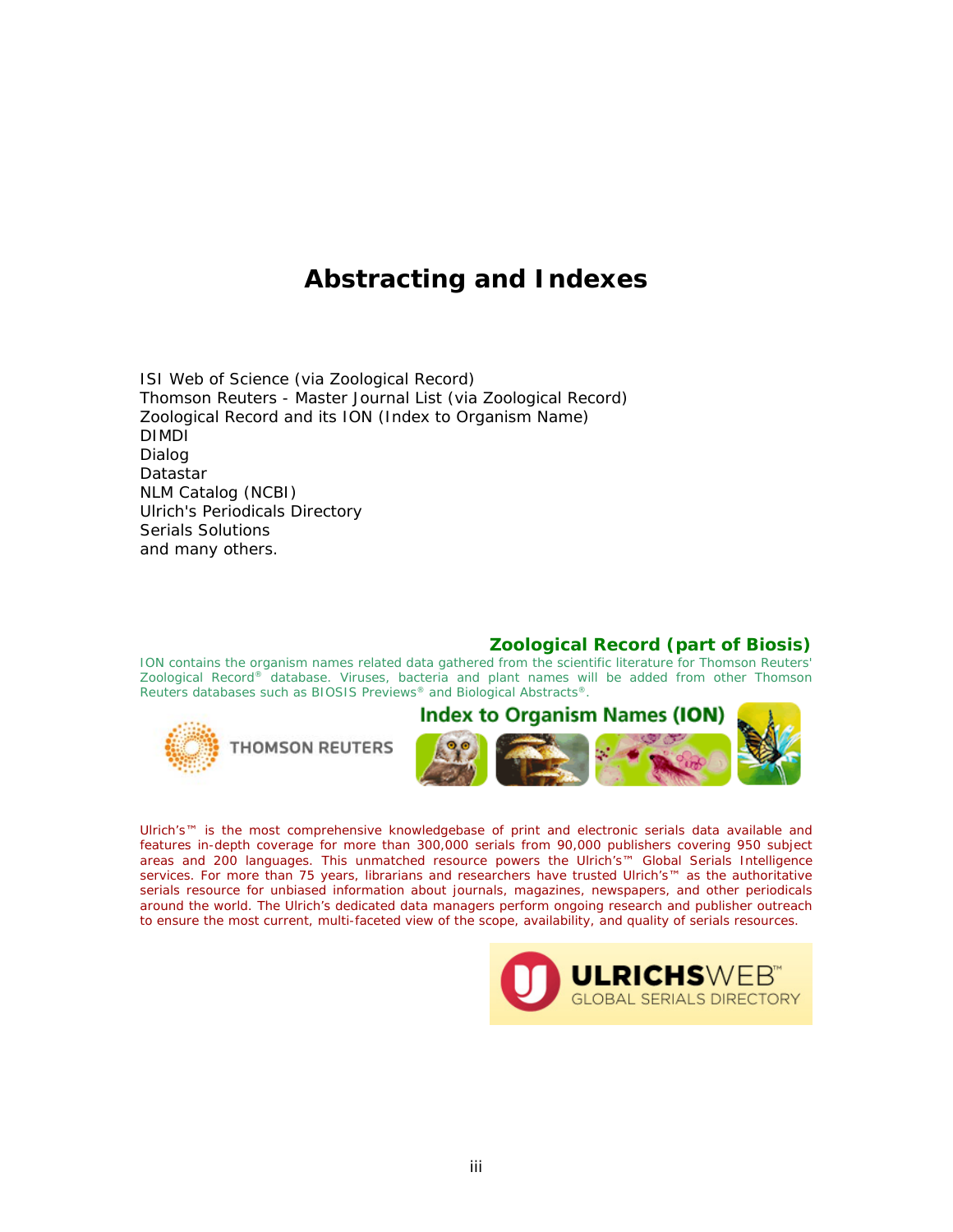# Abstracting and Indexes

ISI Web of Science (via Zoological Record)
Thomson Reuters - Master Journal List (via Zoological Record)
Zoological Record and its ION (Index to Organism Name)
DIMDI
Dialog
Datastar
NLM Catalog (NCBI)
Ulrich's Periodicals Directory
Serials Solutions
and many others.

**Zoological Record (part of Biosis)**

ION contains the organism names related data gathered from the scientific literature for Thomson Reuters' Zoological Record® database. Viruses, bacteria and plant names will be added from other Thomson Reuters databases such as BIOSIS Previews® and Biological Abstracts®.

Ulrich's™ is the most comprehensive knowledgebase of print and electronic serials data available and features in-depth coverage for more than 300,000 serials from 90,000 publishers covering 950 subject areas and 200 languages. This unmatched resource powers the Ulrich's™ Global Serials Intelligence services. For more than 75 years, librarians and researchers have trusted Ulrich's™ as the authoritative serials resource for unbiased information about journals, magazines, newspapers, and other periodicals around the world. The Ulrich's dedicated data managers perform ongoing research and publisher outreach to ensure the most current, multi-faceted view of the scope, availability, and quality of serials resources.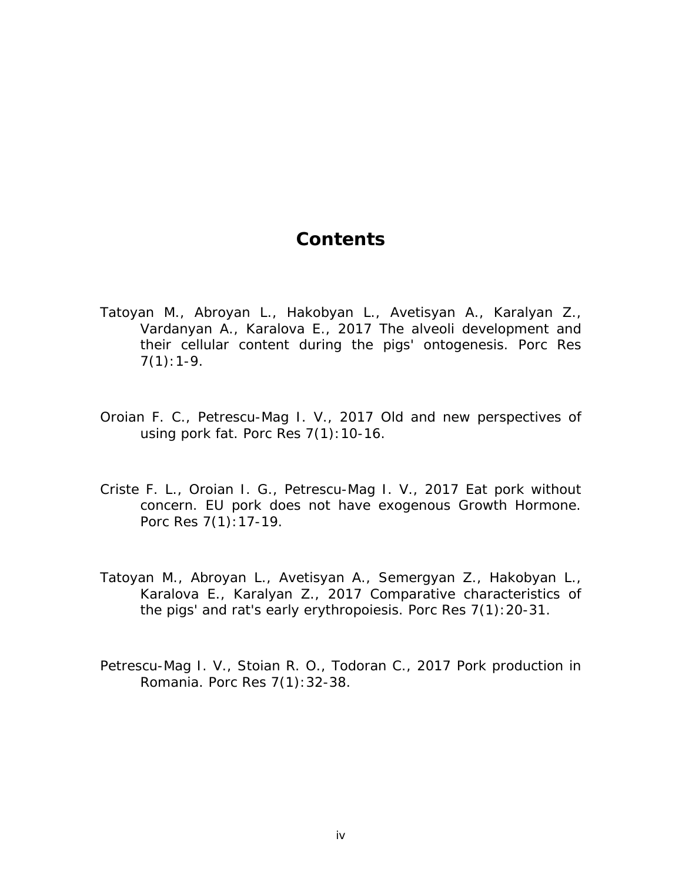# Contents

Tatoyan M., Abroyan L., Hakobyan L., Avetisyan A., Karalyan Z., Vardanyan A., Karalova E., 2017 The alveoli development and their cellular content during the pigs' ontogenesis. Porc Res 7(1):1-9.

Oroian F. C., Petrescu-Mag I. V., 2017 Old and new perspectives of using pork fat. Porc Res 7(1):10-16.

Criste F. L., Oroian I. G., Petrescu-Mag I. V., 2017 Eat pork without concern. EU pork does not have exogenous Growth Hormone. Porc Res 7(1):17-19.

Tatoyan M., Abroyan L., Avetisyan A., Semergyan Z., Hakobyan L., Karalova E., Karalyan Z., 2017 Comparative characteristics of the pigs' and rat's early erythropoiesis. Porc Res 7(1):20-31.

Petrescu-Mag I. V., Stoian R. O., Todoran C., 2017 Pork production in Romania. Porc Res 7(1):32-38.